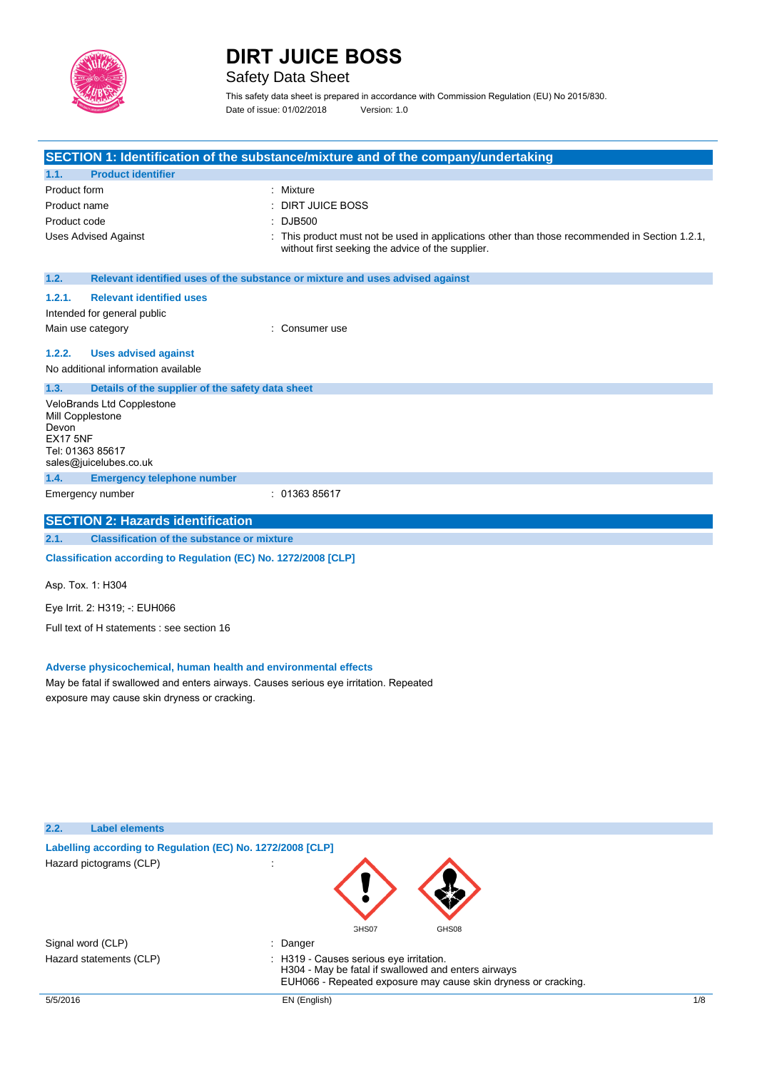# DIRT JUICE BOSS

Safety Data Sheet

This safety data sheet is prepared in accordance with Commission Regulation (EU) No 2015/830.

Date of issue: 01/02/2018 Version: 1.0

## SECTION 1: Identification of the substance/mixture and of the company/undertaking

### 1.1. Product identifier

| | |
|---|---|
| Product form | : Mixture |
| Product name | : DIRT JUICE BOSS |
| Product code | : DJB500 |
| Uses Advised Against | : This product must not be used in applications other than those recommended in Section 1.2.1, without first seeking the advice of the supplier. |

### 1.2. Relevant identified uses of the substance or mixture and uses advised against

#### 1.2.1. Relevant identified uses

Intended for general public

Main use category : Consumer use

#### 1.2.2. Uses advised against

No additional information available

### 1.3. Details of the supplier of the safety data sheet

VeloBrands Ltd Copplestone
Mill Copplestone
Devon
EX17 5NF
Tel: 01363 85617
sales@juicelubes.co.uk

### 1.4. Emergency telephone number

Emergency number : 01363 85617

## SECTION 2: Hazards identification

### 2.1. Classification of the substance or mixture

**Classification according to Regulation (EC) No. 1272/2008 [CLP]**

Asp. Tox. 1: H304

Eye Irrit. 2: H319; -: EUH066

Full text of H statements : see section 16

**Adverse physicochemical, human health and environmental effects**

May be fatal if swallowed and enters airways. Causes serious eye irritation. Repeated exposure may cause skin dryness or cracking.

### 2.2. Label elements

**Labelling according to Regulation (EC) No. 1272/2008 [CLP]**

Hazard pictograms (CLP) :

GHS07 GHS08

Signal word (CLP) : Danger

Hazard statements (CLP) : H319 - Causes serious eye irritation.
H304 - May be fatal if swallowed and enters airways
EUH066 - Repeated exposure may cause skin dryness or cracking.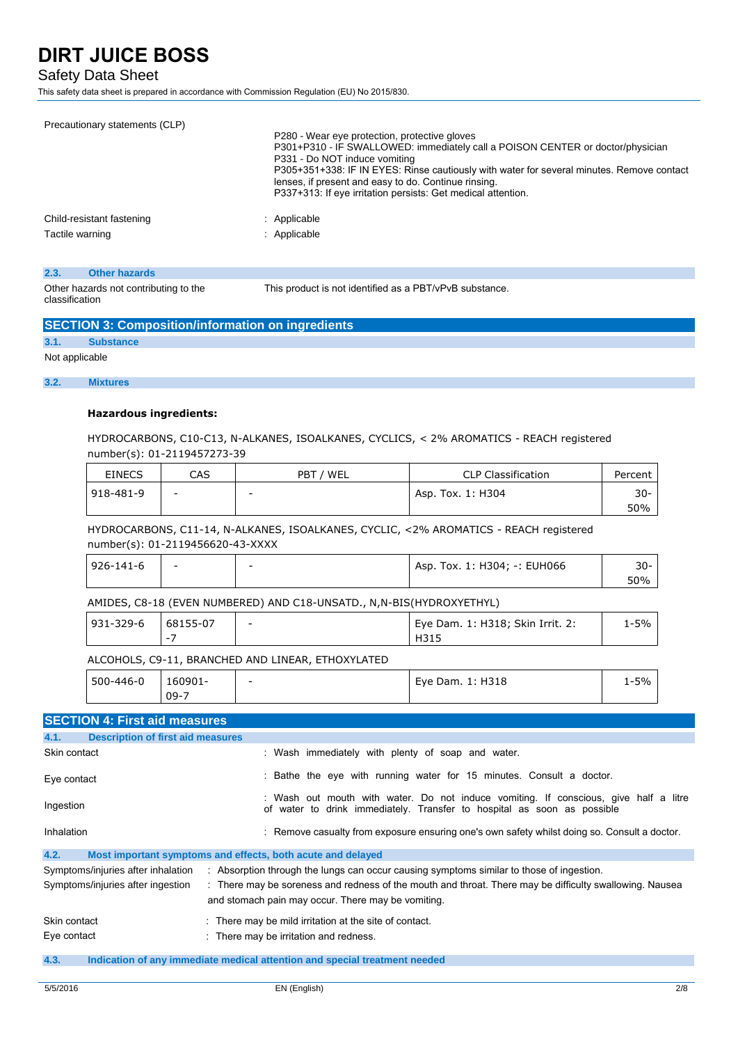Precautionary statements (CLP)

P280 - Wear eye protection, protective gloves
P301+P310 - IF SWALLOWED: immediately call a POISON CENTER or doctor/physician
P331 - Do NOT induce vomiting
P305+351+338: IF IN EYES: Rinse cautiously with water for several minutes. Remove contact lenses, if present and easy to do. Continue rinsing.
P337+313: If eye irritation persists: Get medical attention.

Child-resistant fastening : Applicable

Tactile warning : Applicable

### 2.3. Other hazards

Other hazards not contributing to the classification: This product is not identified as a PBT/vPvB substance.

## SECTION 3: Composition/information on ingredients

### 3.1. Substance

Not applicable

### 3.2. Mixtures

**Hazardous ingredients:**

HYDROCARBONS, C10-C13, N-ALKANES, ISOALKANES, CYCLICS, < 2% AROMATICS - REACH registered number(s): 01-2119457273-39

| EINECS | CAS | PBT / WEL | CLP Classification | Percent |
|---|---|---|---|---|
| 918-481-9 | - | - | Asp. Tox. 1: H304 | 30-50% |

HYDROCARBONS, C11-14, N-ALKANES, ISOALKANES, CYCLIC, <2% AROMATICS - REACH registered number(s): 01-2119456620-43-XXXX

| EINECS | CAS | PBT / WEL | CLP Classification | Percent |
|---|---|---|---|---|
| 926-141-6 | - | - | Asp. Tox. 1: H304; -: EUH066 | 30-50% |

AMIDES, C8-18 (EVEN NUMBERED) AND C18-UNSATD., N,N-BIS(HYDROXYETHYL)

| EINECS | CAS | PBT / WEL | CLP Classification | Percent |
|---|---|---|---|---|
| 931-329-6 | 68155-07-7 | - | Eye Dam. 1: H318; Skin Irrit. 2: H315 | 1-5% |

ALCOHOLS, C9-11, BRANCHED AND LINEAR, ETHOXYLATED

| EINECS | CAS | PBT / WEL | CLP Classification | Percent |
|---|---|---|---|---|
| 500-446-0 | 160901-09-7 | - | Eye Dam. 1: H318 | 1-5% |

## SECTION 4: First aid measures

### 4.1. Description of first aid measures

Skin contact : Wash immediately with plenty of soap and water.

Eye contact : Bathe the eye with running water for 15 minutes. Consult a doctor.

Ingestion : Wash out mouth with water. Do not induce vomiting. If conscious, give half a litre of water to drink immediately. Transfer to hospital as soon as possible

Inhalation : Remove casualty from exposure ensuring one's own safety whilst doing so. Consult a doctor.

### 4.2. Most important symptoms and effects, both acute and delayed

Symptoms/injuries after inhalation : Absorption through the lungs can occur causing symptoms similar to those of ingestion.

Symptoms/injuries after ingestion : There may be soreness and redness of the mouth and throat. There may be difficulty swallowing. Nausea and stomach pain may occur. There may be vomiting.

Skin contact : There may be mild irritation at the site of contact.

Eye contact : There may be irritation and redness.

### 4.3. Indication of any immediate medical attention and special treatment needed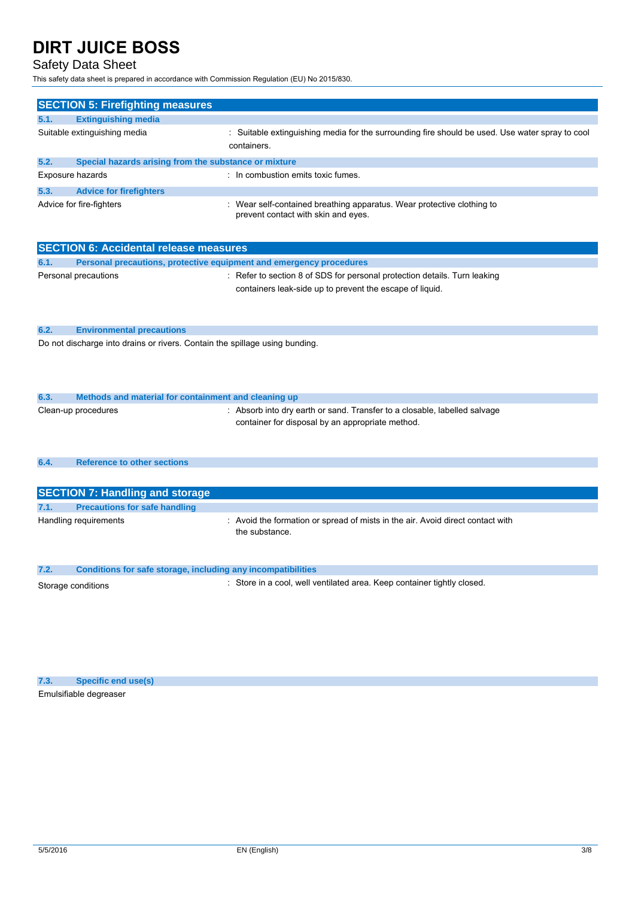## SECTION 5: Firefighting measures

### 5.1. Extinguishing media

Suitable extinguishing media : Suitable extinguishing media for the surrounding fire should be used. Use water spray to cool containers.

### 5.2. Special hazards arising from the substance or mixture

Exposure hazards : In combustion emits toxic fumes.

### 5.3. Advice for firefighters

Advice for fire-fighters : Wear self-contained breathing apparatus. Wear protective clothing to prevent contact with skin and eyes.

## SECTION 6: Accidental release measures

### 6.1. Personal precautions, protective equipment and emergency procedures

Personal precautions : Refer to section 8 of SDS for personal protection details. Turn leaking containers leak-side up to prevent the escape of liquid.

### 6.2. Environmental precautions

Do not discharge into drains or rivers. Contain the spillage using bunding.

### 6.3. Methods and material for containment and cleaning up

Clean-up procedures : Absorb into dry earth or sand. Transfer to a closable, labelled salvage container for disposal by an appropriate method.

### 6.4. Reference to other sections

## SECTION 7: Handling and storage

### 7.1. Precautions for safe handling

Handling requirements : Avoid the formation or spread of mists in the air. Avoid direct contact with the substance.

### 7.2. Conditions for safe storage, including any incompatibilities

Storage conditions : Store in a cool, well ventilated area. Keep container tightly closed.

### 7.3. Specific end use(s)

Emulsifiable degreaser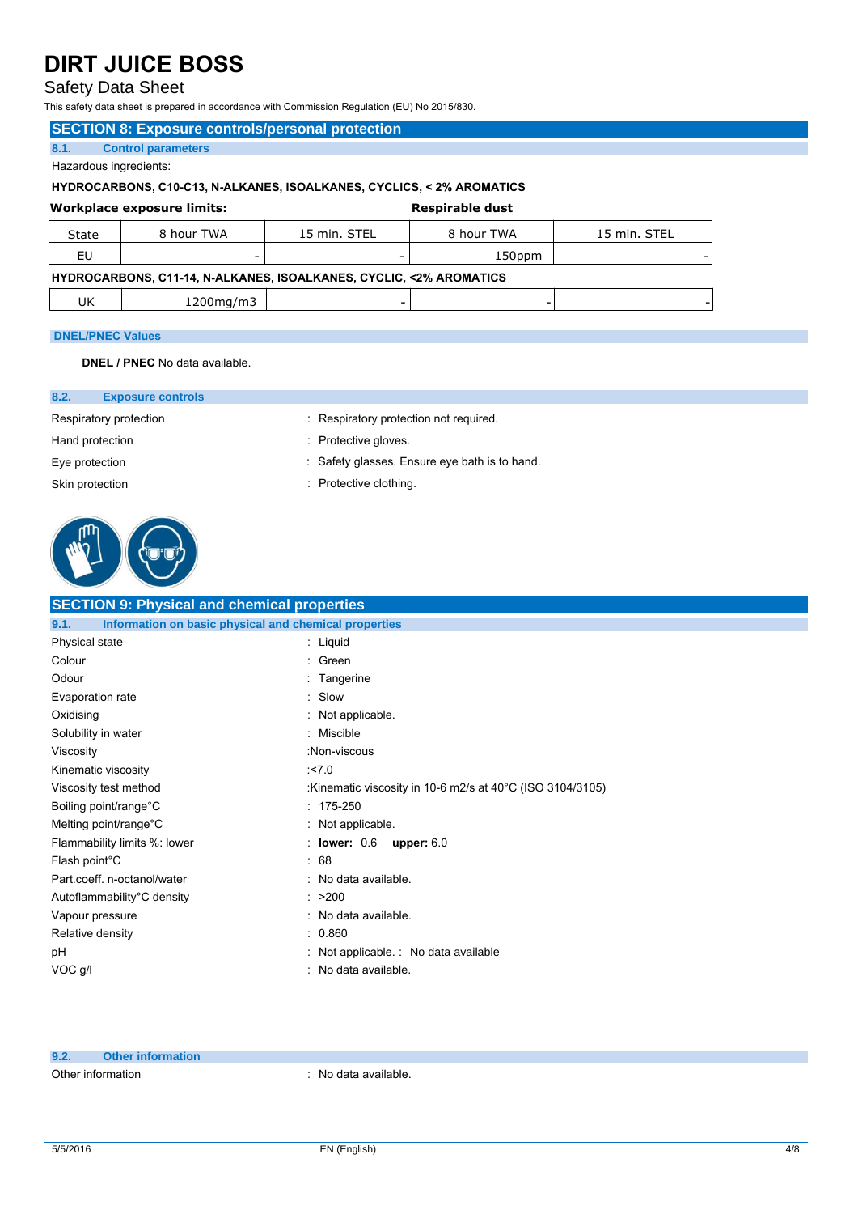# DIRT JUICE BOSS

Safety Data Sheet

This safety data sheet is prepared in accordance with Commission Regulation (EU) No 2015/830.

## SECTION 8: Exposure controls/personal protection

### 8.1. Control parameters

Hazardous ingredients:

**HYDROCARBONS, C10-C13, N-ALKANES, ISOALKANES, CYCLICS, < 2% AROMATICS**

| **Workplace exposure limits:** | | | **Respirable dust** | |
|---|---|---|---|---|
| State | 8 hour TWA | 15 min. STEL | 8 hour TWA | 15 min. STEL |
| EU | - | - | 150ppm | - |
| **HYDROCARBONS, C11-14, N-ALKANES, ISOALKANES, CYCLIC, <2% AROMATICS** | | | | |
| UK | 1200mg/m3 | - | - | - |

**DNEL/PNEC Values**

**DNEL / PNEC** No data available.

### 8.2. Exposure controls

Respiratory protection : Respiratory protection not required.

Hand protection : Protective gloves.

Eye protection : Safety glasses. Ensure eye bath is to hand.

Skin protection : Protective clothing.

## SECTION 9: Physical and chemical properties

### 9.1. Information on basic physical and chemical properties

Physical state : Liquid

Colour : Green

Odour : Tangerine

Evaporation rate : Slow

Oxidising : Not applicable.

Solubility in water : Miscible

Viscosity :Non-viscous

Kinematic viscosity :<7.0

Viscosity test method :Kinematic viscosity in 10-6 m2/s at 40°C (ISO 3104/3105)

Boiling point/range°C : 175-250

Melting point/range°C : Not applicable.

Flammability limits %: lower : **lower:** 0.6 **upper:** 6.0

Flash point°C : 68

Part.coeff. n-octanol/water : No data available.

Autoflammability°C density : >200

Vapour pressure : No data available.

Relative density : 0.860

pH : Not applicable. : No data available

VOC g/l : No data available.

### 9.2. Other information

Other information : No data available.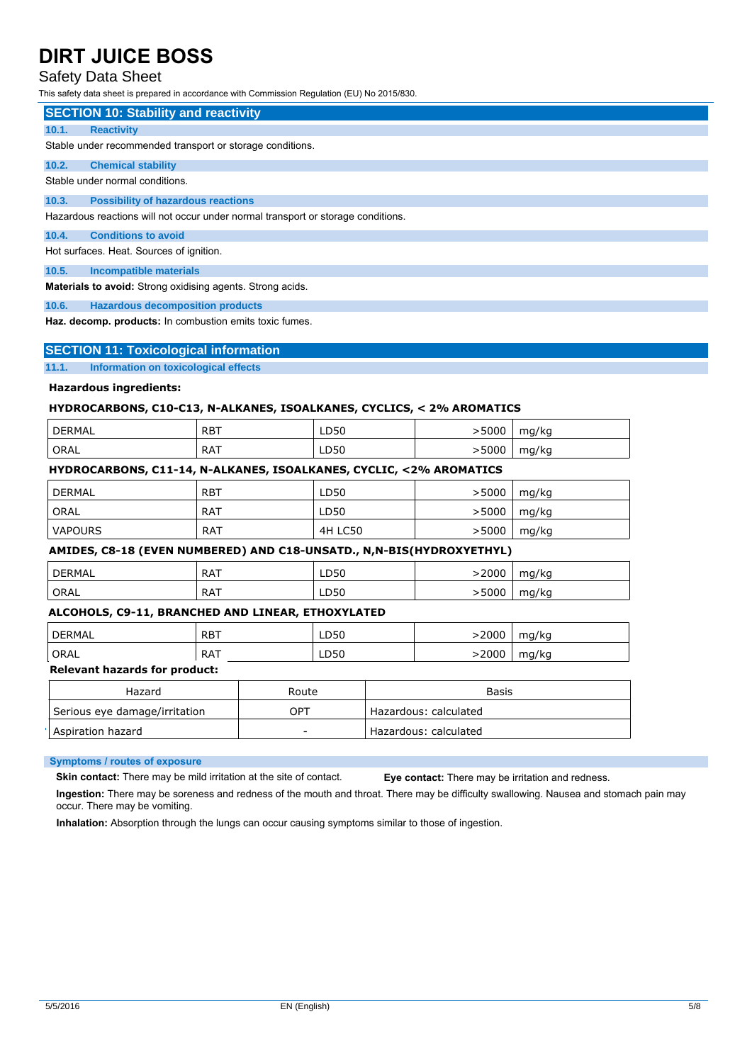## SECTION 10: Stability and reactivity

### 10.1. Reactivity

Stable under recommended transport or storage conditions.

### 10.2. Chemical stability

Stable under normal conditions.

### 10.3. Possibility of hazardous reactions

Hazardous reactions will not occur under normal transport or storage conditions.

### 10.4. Conditions to avoid

Hot surfaces. Heat. Sources of ignition.

### 10.5. Incompatible materials

**Materials to avoid:** Strong oxidising agents. Strong acids.

### 10.6. Hazardous decomposition products

**Haz. decomp. products:** In combustion emits toxic fumes.

## SECTION 11: Toxicological information

### 11.1. Information on toxicological effects

**Hazardous ingredients:**

**HYDROCARBONS, C10-C13, N-ALKANES, ISOALKANES, CYCLICS, < 2% AROMATICS**

| | | | | |
|---|---|---|---|---|
| DERMAL | RBT | LD50 | >5000 | mg/kg |
| ORAL | RAT | LD50 | >5000 | mg/kg |

**HYDROCARBONS, C11-14, N-ALKANES, ISOALKANES, CYCLIC, <2% AROMATICS**

| | | | | |
|---|---|---|---|---|
| DERMAL | RBT | LD50 | >5000 | mg/kg |
| ORAL | RAT | LD50 | >5000 | mg/kg |
| VAPOURS | RAT | 4H LC50 | >5000 | mg/kg |

**AMIDES, C8-18 (EVEN NUMBERED) AND C18-UNSATD., N,N-BIS(HYDROXYETHYL)**

| | | | | |
|---|---|---|---|---|
| DERMAL | RAT | LD50 | >2000 | mg/kg |
| ORAL | RAT | LD50 | >5000 | mg/kg |

**ALCOHOLS, C9-11, BRANCHED AND LINEAR, ETHOXYLATED**

| | | | | |
|---|---|---|---|---|
| DERMAL | RBT | LD50 | >2000 | mg/kg |
| ORAL | RAT | LD50 | >2000 | mg/kg |

**Relevant hazards for product:**

| Hazard | Route | Basis |
|---|---|---|
| Serious eye damage/irritation | OPT | Hazardous: calculated |
| Aspiration hazard | - | Hazardous: calculated |

#### Symptoms / routes of exposure

**Skin contact:** There may be mild irritation at the site of contact.

**Eye contact:** There may be irritation and redness.

**Ingestion:** There may be soreness and redness of the mouth and throat. There may be difficulty swallowing. Nausea and stomach pain may occur. There may be vomiting.

**Inhalation:** Absorption through the lungs can occur causing symptoms similar to those of ingestion.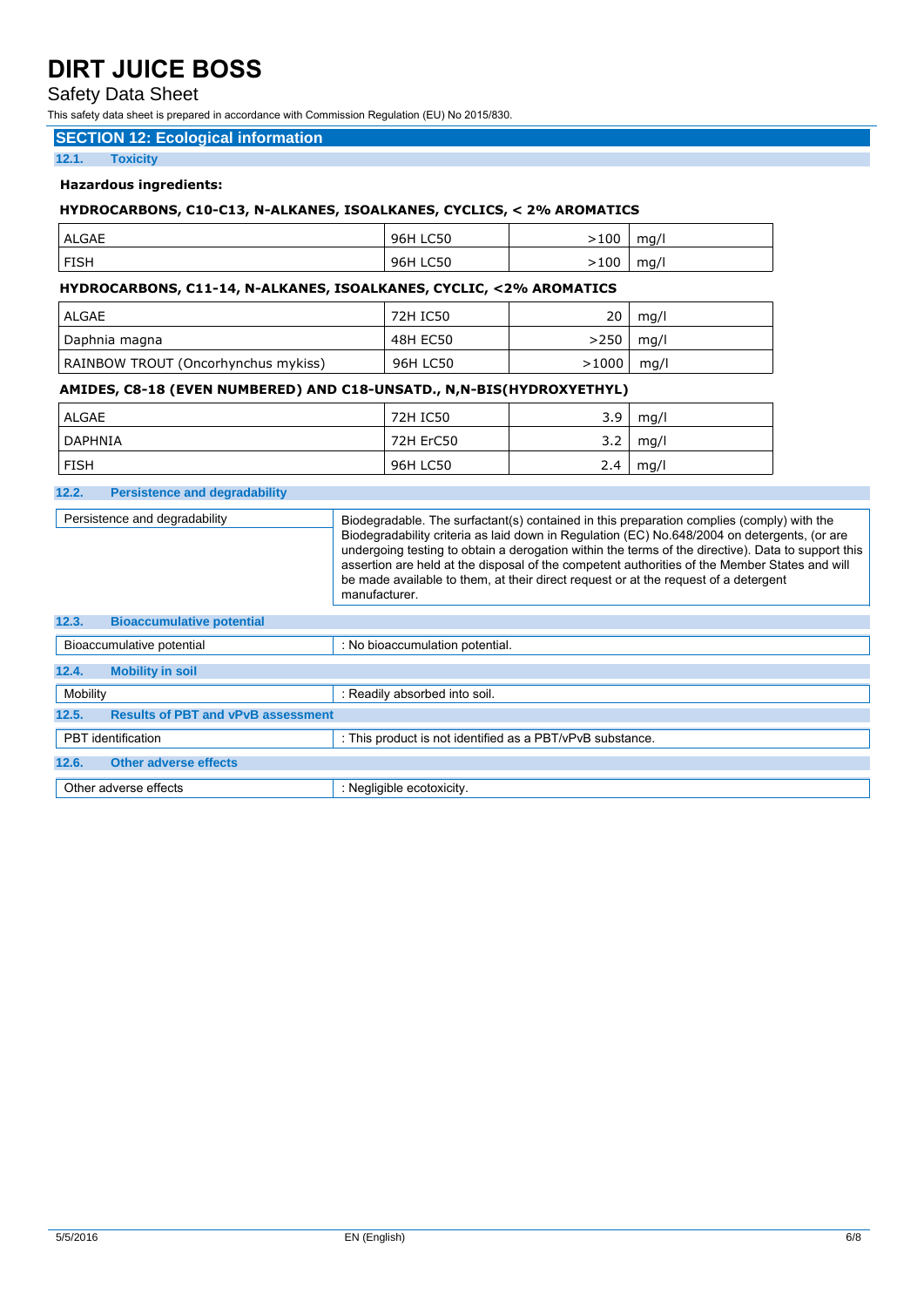## SECTION 12: Ecological information

### 12.1. Toxicity

**Hazardous ingredients:**

**HYDROCARBONS, C10-C13, N-ALKANES, ISOALKANES, CYCLICS, < 2% AROMATICS**

| | | | |
|---|---|---|---|
| ALGAE | 96H LC50 | >100 | mg/l |
| FISH | 96H LC50 | >100 | mg/l |

**HYDROCARBONS, C11-14, N-ALKANES, ISOALKANES, CYCLIC, <2% AROMATICS**

| | | | |
|---|---|---|---|
| ALGAE | 72H IC50 | 20 | mg/l |
| Daphnia magna | 48H EC50 | >250 | mg/l |
| RAINBOW TROUT (Oncorhynchus mykiss) | 96H LC50 | >1000 | mg/l |

**AMIDES, C8-18 (EVEN NUMBERED) AND C18-UNSATD., N,N-BIS(HYDROXYETHYL)**

| | | | |
|---|---|---|---|
| ALGAE | 72H IC50 | 3.9 | mg/l |
| DAPHNIA | 72H ErC50 | 3.2 | mg/l |
| FISH | 96H LC50 | 2.4 | mg/l |

### 12.2. Persistence and degradability

| | |
|---|---|
| Persistence and degradability | Biodegradable. The surfactant(s) contained in this preparation complies (comply) with the Biodegradability criteria as laid down in Regulation (EC) No.648/2004 on detergents, (or are undergoing testing to obtain a derogation within the terms of the directive). Data to support this assertion are held at the disposal of the competent authorities of the Member States and will be made available to them, at their direct request or at the request of a detergent manufacturer. |

### 12.3. Bioaccumulative potential

| | |
|---|---|
| Bioaccumulative potential | : No bioaccumulation potential. |

### 12.4. Mobility in soil

| | |
|---|---|
| Mobility | : Readily absorbed into soil. |

### 12.5. Results of PBT and vPvB assessment

| | |
|---|---|
| PBT identification | : This product is not identified as a PBT/vPvB substance. |

### 12.6. Other adverse effects

| | |
|---|---|
| Other adverse effects | : Negligible ecotoxicity. |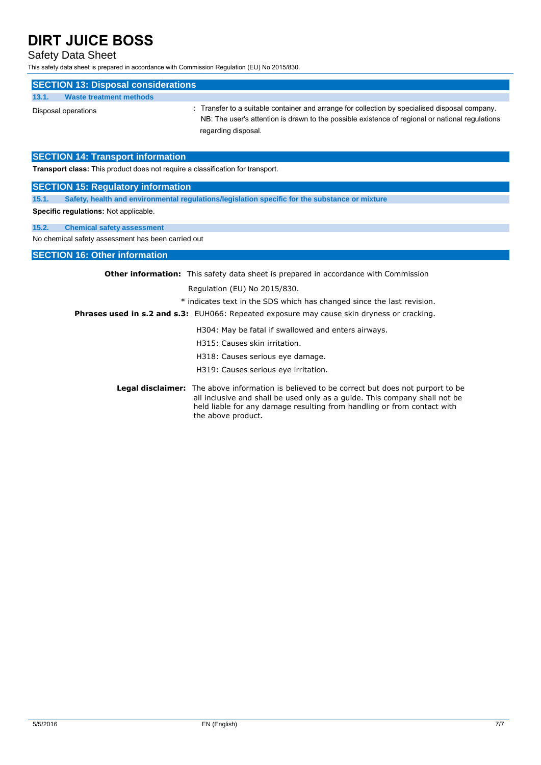## SECTION 13: Disposal considerations

### 13.1. Waste treatment methods

Disposal operations : Transfer to a suitable container and arrange for collection by specialised disposal company. NB: The user's attention is drawn to the possible existence of regional or national regulations regarding disposal.

## SECTION 14: Transport information

**Transport class:** This product does not require a classification for transport.

## SECTION 15: Regulatory information

### 15.1. Safety, health and environmental regulations/legislation specific for the substance or mixture

**Specific regulations:** Not applicable.

### 15.2. Chemical safety assessment

No chemical safety assessment has been carried out

## SECTION 16: Other information

**Other information:** This safety data sheet is prepared in accordance with Commission Regulation (EU) No 2015/830.

* indicates text in the SDS which has changed since the last revision.

**Phrases used in s.2 and s.3:** EUH066: Repeated exposure may cause skin dryness or cracking.

H304: May be fatal if swallowed and enters airways.

H315: Causes skin irritation.

H318: Causes serious eye damage.

H319: Causes serious eye irritation.

**Legal disclaimer:** The above information is believed to be correct but does not purport to be all inclusive and shall be used only as a guide. This company shall not be held liable for any damage resulting from handling or from contact with the above product.